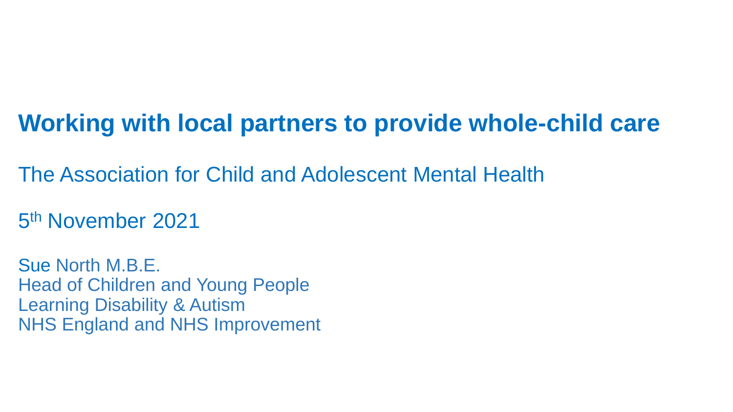# Working with local partners to provide whole-child care

The Association for Child and Adolescent Mental Health

5th November 2021

Sue North M.B.E.
Head of Children and Young People
Learning Disability & Autism
NHS England and NHS Improvement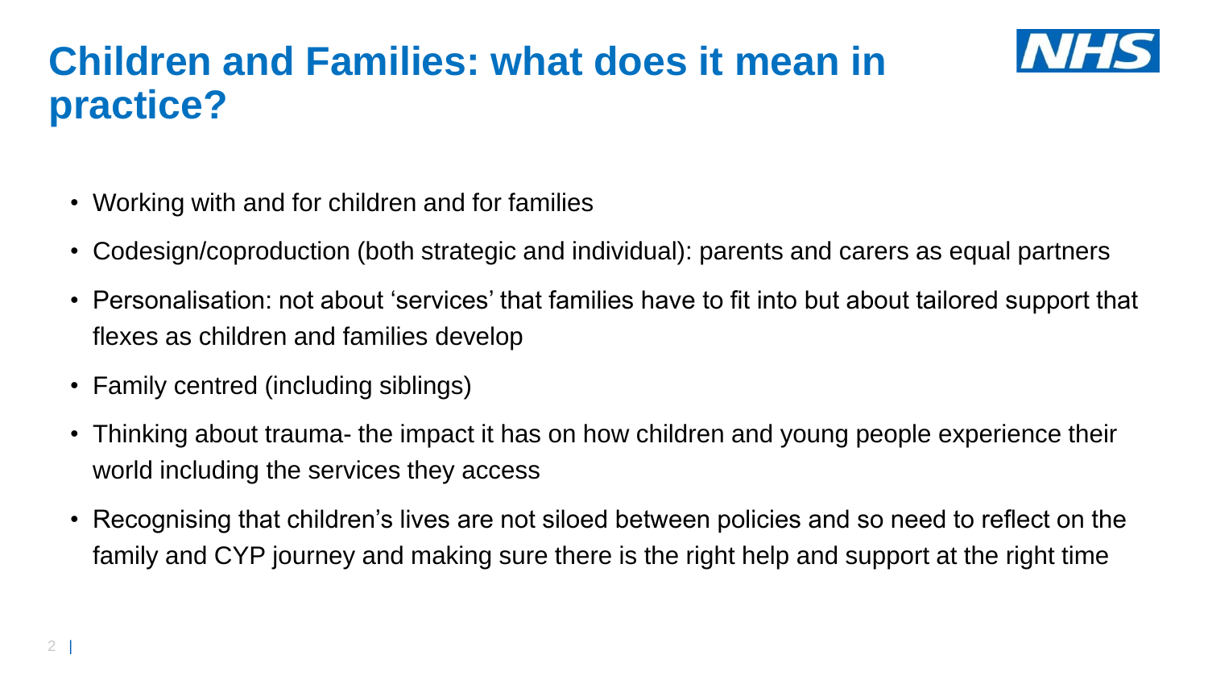# Children and Families: what does it mean in practice?

- Working with and for children and for families
- Codesign/coproduction (both strategic and individual): parents and carers as equal partners
- Personalisation: not about 'services' that families have to fit into but about tailored support that flexes as children and families develop
- Family centred (including siblings)
- Thinking about trauma- the impact it has on how children and young people experience their world including the services they access
- Recognising that children's lives are not siloed between policies and so need to reflect on the family and CYP journey and making sure there is the right help and support at the right time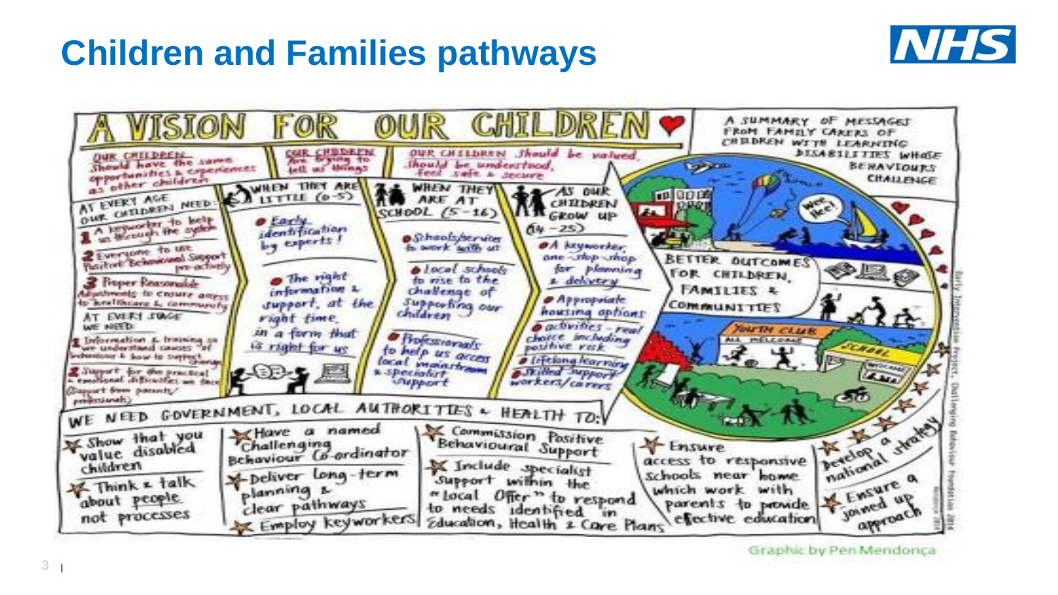# Children and Families pathways

# A VISION FOR OUR CHILDREN

A SUMMARY OF MESSAGES FROM FAMILY CARERS OF CHILDREN WITH LEARNING DISABILITIES WHOSE BEHAVIOURS CHALLENGE

OUR CHILDREN Should have the same opportunities & experiences as other children

OUR CHILDREN Are trying to tell us things

OUR CHILDREN Should be valued, Should be understood, Feel safe & secure

AT EVERY AGE OUR CHILDREN NEED:

1. A keyworker to help us through the system
2. Everyone to use Positive Behavioural Support pro-actively
3. Proper Reasonable Adjustments to ensure access to healthcare & community

AT EVERY STAGE WE NEED:

1. Information & training so we understand causes of behaviour & how to support change
2. Support for the practical & emotional difficulties we face (Support from parents/professionals)

WHEN THEY ARE LITTLE (0-5)

- Early identification by experts!
- The right information & support, at the right time, in a form that is right for us

WHEN THEY ARE AT SCHOOL (5-16)

- Schools/services to work with us
- Local schools to rise to the challenge of supporting our children
- Professionals to help us access local mainstream & specialist support

AS OUR CHILDREN GROW UP (14-25)

- A keyworker, one-stop-shop for planning & delivery
- Appropriate housing options
- activities - real choice including positive risk
- Lifelong learning
- Skilled support workers/carers

BETTER OUTCOMES FOR CHILDREN, FAMILIES & COMMUNITIES

WE NEED GOVERNMENT, LOCAL AUTHORITIES & HEALTH TO:

- Show that you value disabled children
- Think & talk about people not processes
- Have a named Challenging Behaviour Co-ordinator
- Deliver long-term planning & clear pathways
- Employ keyworkers
- Commission Positive Behavioural Support
- Include specialist support within the "Local Offer" to respond to needs identified in Education, Health & Care Plans
- Ensure access to responsive schools near home which work with parents to provide effective education
- Develop a national strategy
- Ensure a joined up approach

Early Intervention Project, Challenging Behaviour Foundation 2014

Graphic by Pen Mendonça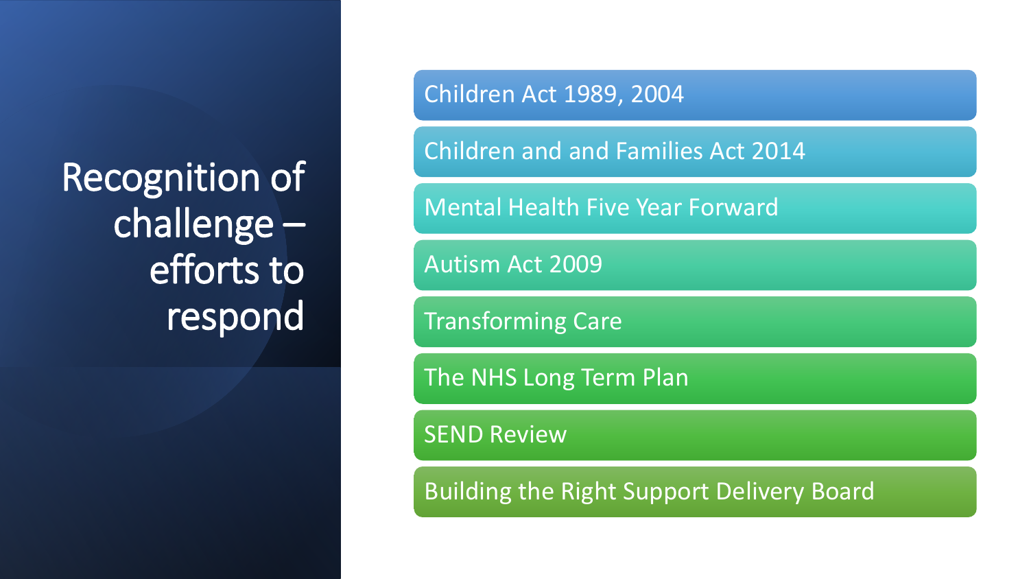# Recognition of challenge – efforts to respond

- Children Act 1989, 2004
- Children and and Families Act 2014
- Mental Health Five Year Forward
- Autism Act 2009
- Transforming Care
- The NHS Long Term Plan
- SEND Review
- Building the Right Support Delivery Board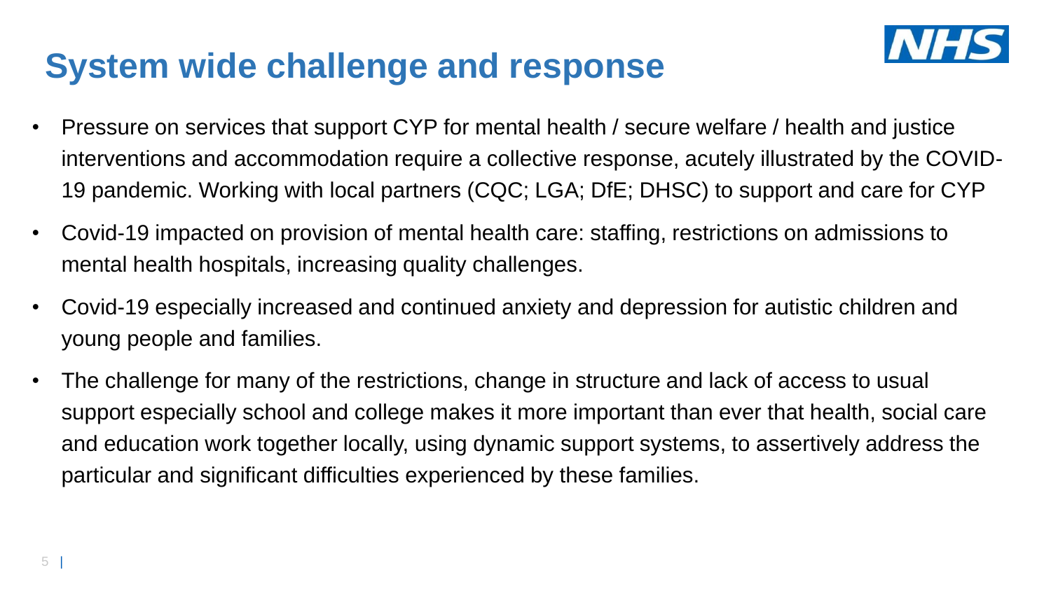# System wide challenge and response

- Pressure on services that support CYP for mental health / secure welfare / health and justice interventions and accommodation require a collective response, acutely illustrated by the COVID-19 pandemic. Working with local partners (CQC; LGA; DfE; DHSC) to support and care for CYP
- Covid-19 impacted on provision of mental health care: staffing, restrictions on admissions to mental health hospitals, increasing quality challenges.
- Covid-19 especially increased and continued anxiety and depression for autistic children and young people and families.
- The challenge for many of the restrictions, change in structure and lack of access to usual support especially school and college makes it more important than ever that health, social care and education work together locally, using dynamic support systems, to assertively address the particular and significant difficulties experienced by these families.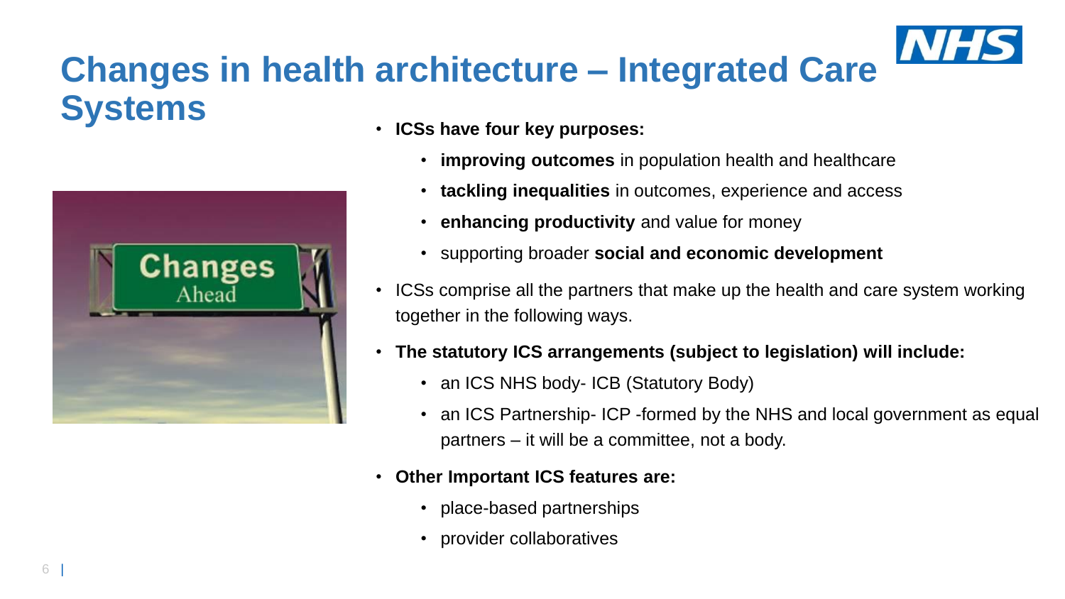# Changes in health architecture – Integrated Care Systems

- **ICSs have four key purposes:**
  - **improving outcomes** in population health and healthcare
  - **tackling inequalities** in outcomes, experience and access
  - **enhancing productivity** and value for money
  - supporting broader **social and economic development**
- ICSs comprise all the partners that make up the health and care system working together in the following ways.
- **The statutory ICS arrangements (subject to legislation) will include:**
  - an ICS NHS body- ICB (Statutory Body)
  - an ICS Partnership- ICP -formed by the NHS and local government as equal partners – it will be a committee, not a body.
- **Other Important ICS features are:**
  - place-based partnerships
  - provider collaboratives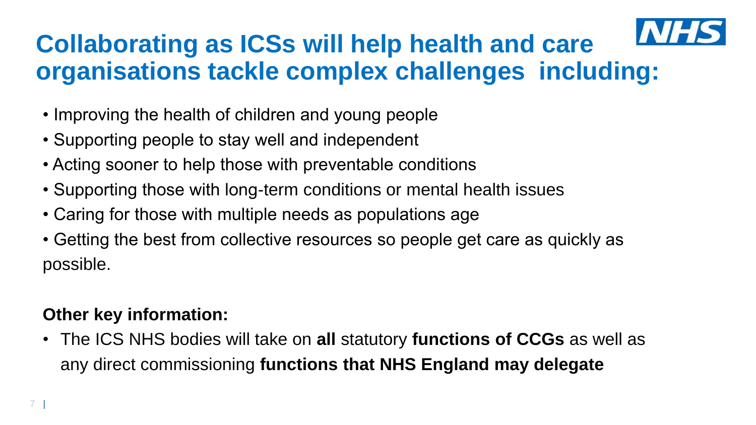# Collaborating as ICSs will help health and care organisations tackle complex challenges  including:

- Improving the health of children and young people
- Supporting people to stay well and independent
- Acting sooner to help those with preventable conditions
- Supporting those with long-term conditions or mental health issues
- Caring for those with multiple needs as populations age
- Getting the best from collective resources so people get care as quickly as possible.

**Other key information:**

- The ICS NHS bodies will take on **all** statutory **functions of CCGs** as well as any direct commissioning **functions that NHS England may delegate**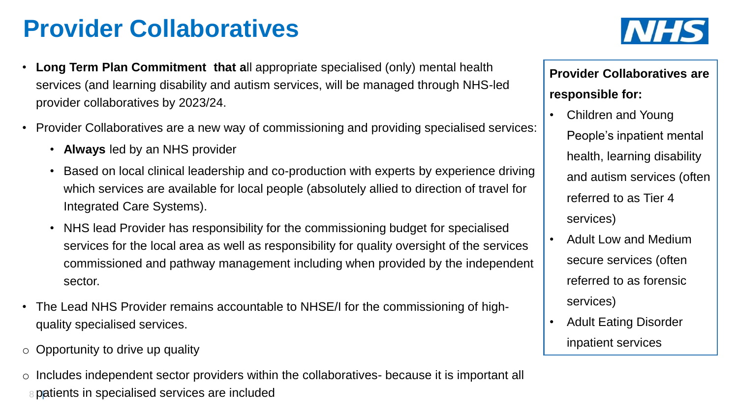# Provider Collaboratives

- **Long Term Plan Commitment that a**ll appropriate specialised (only) mental health services (and learning disability and autism services, will be managed through NHS-led provider collaboratives by 2023/24.
- Provider Collaboratives are a new way of commissioning and providing specialised services:
  - **Always** led by an NHS provider
  - Based on local clinical leadership and co-production with experts by experience driving which services are available for local people (absolutely allied to direction of travel for Integrated Care Systems).
  - NHS lead Provider has responsibility for the commissioning budget for specialised services for the local area as well as responsibility for quality oversight of the services commissioned and pathway management including when provided by the independent sector.
- The Lead NHS Provider remains accountable to NHSE/I for the commissioning of high-quality specialised services.

- Opportunity to drive up quality
- Includes independent sector providers within the collaboratives- because it is important all patients in specialised services are included

**Provider Collaboratives are responsible for:**

- Children and Young People's inpatient mental health, learning disability and autism services (often referred to as Tier 4 services)
- Adult Low and Medium secure services (often referred to as forensic services)
- Adult Eating Disorder inpatient services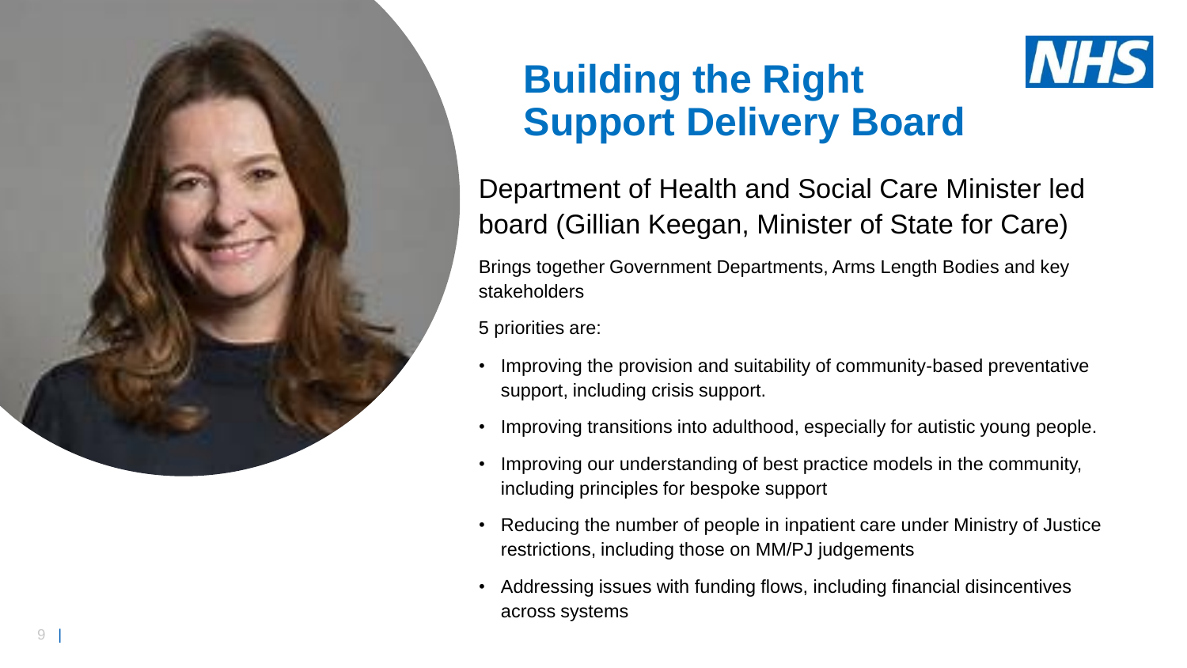# Building the Right Support Delivery Board

## Department of Health and Social Care Minister led board (Gillian Keegan, Minister of State for Care)

Brings together Government Departments, Arms Length Bodies and key stakeholders

5 priorities are:

- Improving the provision and suitability of community-based preventative support, including crisis support.
- Improving transitions into adulthood, especially for autistic young people.
- Improving our understanding of best practice models in the community, including principles for bespoke support
- Reducing the number of people in inpatient care under Ministry of Justice restrictions, including those on MM/PJ judgements
- Addressing issues with funding flows, including financial disincentives across systems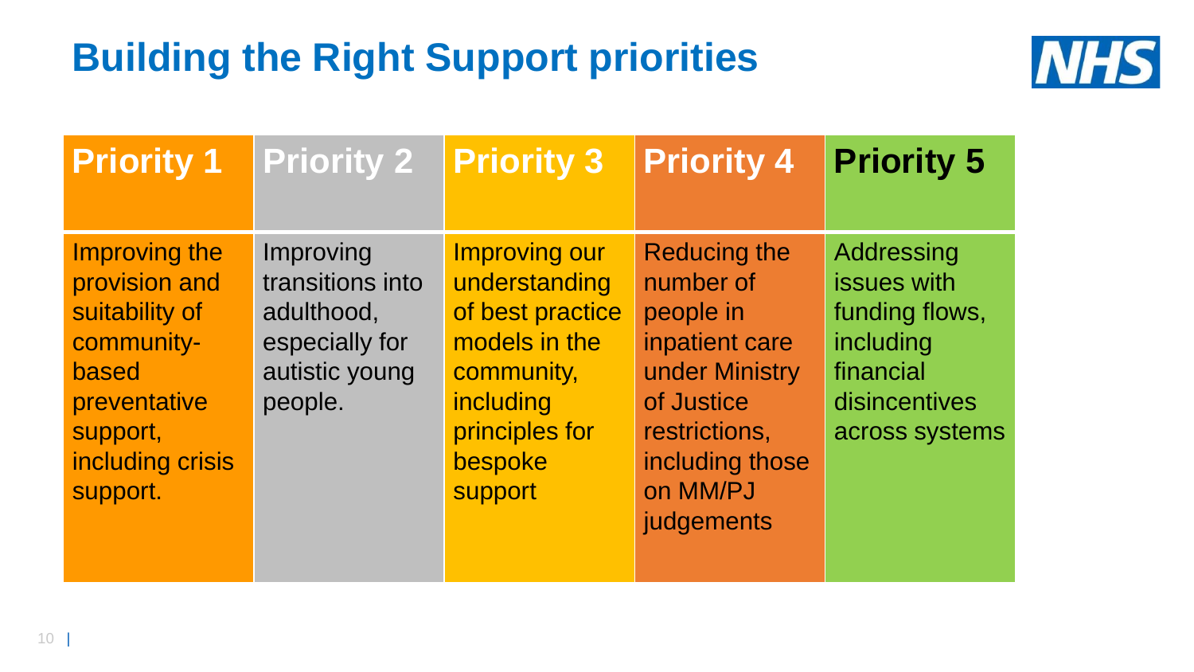# Building the Right Support priorities

| Priority 1 | Priority 2 | Priority 3 | Priority 4 | Priority 5 |
|---|---|---|---|---|
| Improving the provision and suitability of community-based preventative support, including crisis support. | Improving transitions into adulthood, especially for autistic young people. | Improving our understanding of best practice models in the community, including principles for bespoke support | Reducing the number of people in inpatient care under Ministry of Justice restrictions, including those on MM/PJ judgements | Addressing issues with funding flows, including financial disincentives across systems |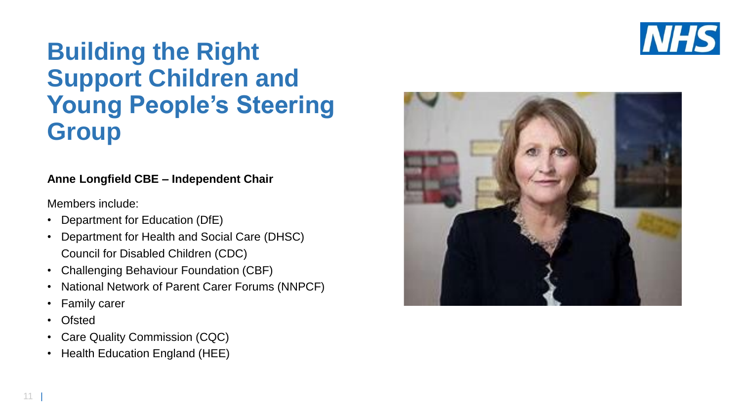# Building the Right Support Children and Young People's Steering Group

**Anne Longfield CBE – Independent Chair**

Members include:

- Department for Education (DfE)
- Department for Health and Social Care (DHSC) Council for Disabled Children (CDC)
- Challenging Behaviour Foundation (CBF)
- National Network of Parent Carer Forums (NNPCF)
- Family carer
- Ofsted
- Care Quality Commission (CQC)
- Health Education England (HEE)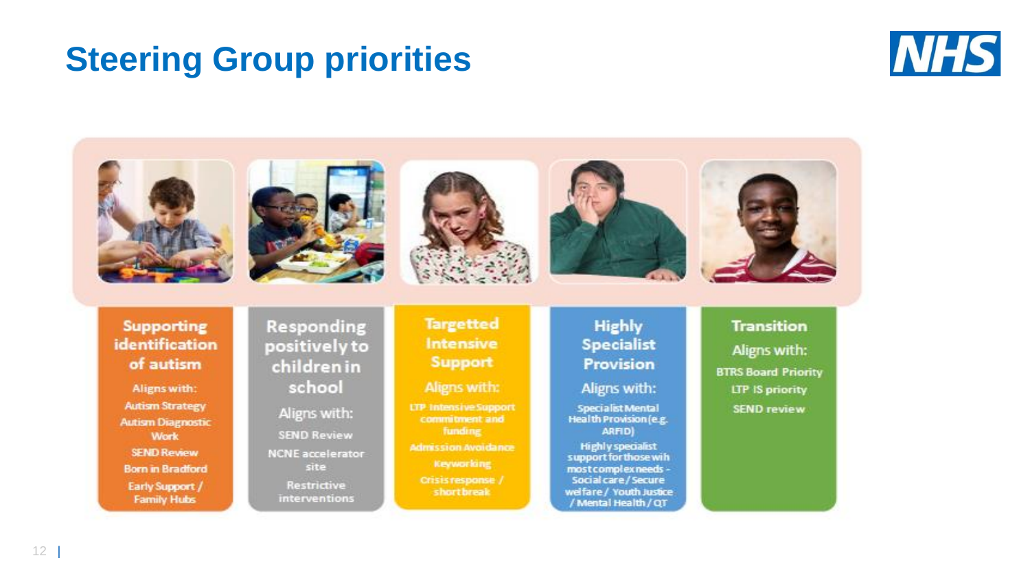# Steering Group priorities

### Supporting identification of autism

Aligns with:

- Autism Strategy
- Autism Diagnostic Work
- SEND Review
- Born in Bradford
- Early Support / Family Hubs

### Responding positively to children in school

Aligns with:

- SEND Review
- NCNE accelerator site
- Restrictive interventions

### Targetted Intensive Support

Aligns with:

- LTP Intensive Support commitment and funding
- Admission Avoidance
- Keyworking
- Crisis response / short break

### Highly Specialist Provision

Aligns with:

- Specialist Mental Health Provision (e.g. ARFID)
- Highly specialist support for those wih most complex needs - Social care / Secure welfare / Youth Justice / Mental Health / QT

### Transition

Aligns with:

- BTRS Board Priority
- LTP IS priority
- SEND review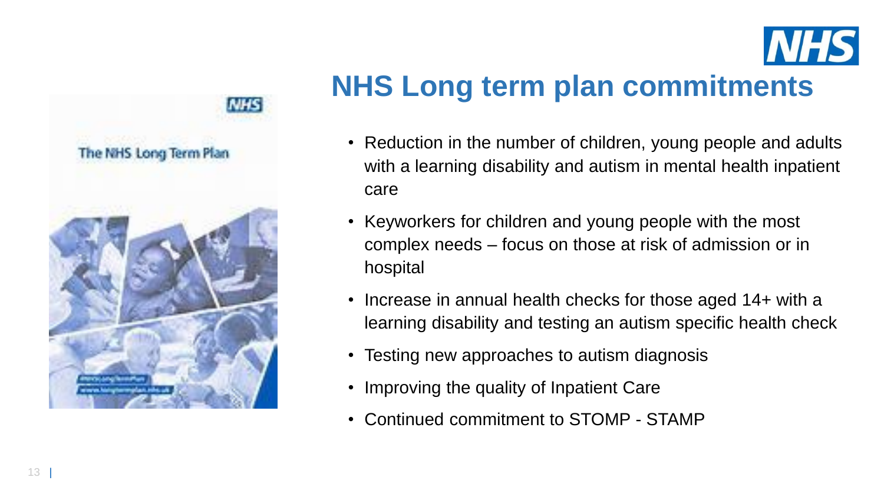# NHS Long term plan commitments

- Reduction in the number of children, young people and adults with a learning disability and autism in mental health inpatient care
- Keyworkers for children and young people with the most complex needs – focus on those at risk of admission or in hospital
- Increase in annual health checks for those aged 14+ with a learning disability and testing an autism specific health check
- Testing new approaches to autism diagnosis
- Improving the quality of Inpatient Care
- Continued commitment to STOMP - STAMP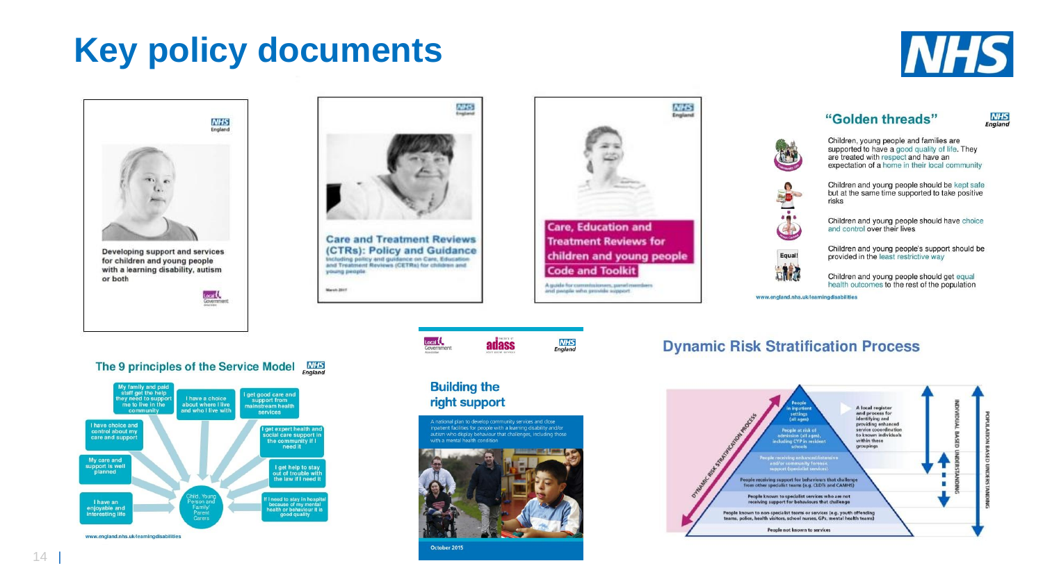# Key policy documents

Developing support and services for children and young people with a learning disability, autism or both

Care and Treatment Reviews (CTRs): Policy and Guidance

Including policy and guidance on Care, Education and Treatment Reviews (CETRs) for children and young people

March 2017

Care, Education and Treatment Reviews for children and young people Code and Toolkit

A guide for commissioners, panel members and people who provide support

## "Golden threads"

- Children, young people and families are supported to have a good quality of life. They are treated with respect and have an expectation of a home in their local community
- Children and young people should be kept safe but at the same time supported to take positive risks
- Children and young people should have choice and control over their lives
- Children and young people's support should be provided in the least restrictive way
- Children and young people should get equal health outcomes to the rest of the population

www.england.nhs.uk/learningdisabilities

## The 9 principles of the Service Model

Child, Young Person and Family/ Parent Carers

- My family and paid staff get the help they need to support me to live in the community
- I have a choice about where I live and who I live with
- I get good care and support from mainstream health services
- I have choice and control about my care and support
- I get expert health and social care support in the community if I need it
- My care and support is well planned
- I get help to stay out of trouble with the law if I need it
- I have an enjoyable and interesting life
- If I need to stay in hospital because of my mental health or behaviour it is good quality

www.england.nhs.uk/learningdisabilities

## Building the right support

A national plan to develop community services and close inpatient facilities for people with a learning disability and/or autism who display behaviour that challenges, including those with a mental health condition

October 2015

## Dynamic Risk Stratification Process

- People in inpatient settings (all ages)
- People at risk of admission (all ages), including CYP in resident schools
- People receiving enhanced/intensive and/or community forensic support (specialist services)
- People receiving support for behaviours that challenge from other specialist teams (e.g. CLDTs and CAMHS)
- People known to specialist services who are not receiving support for behaviours that challenge
- People known to non-specialist teams or services (e.g. youth offending teams, police, health visitors, school nurses, GPs, mental health teams)
- People not known to services

A local register and process for identifying and providing enhanced service coordination to known individuals within these groupings

DYNAMIC RISK STRATIFICATION PROCESS

INDIVIDUAL BASED UNDERSTANDING

POPULATION BASED UNDERSTANDING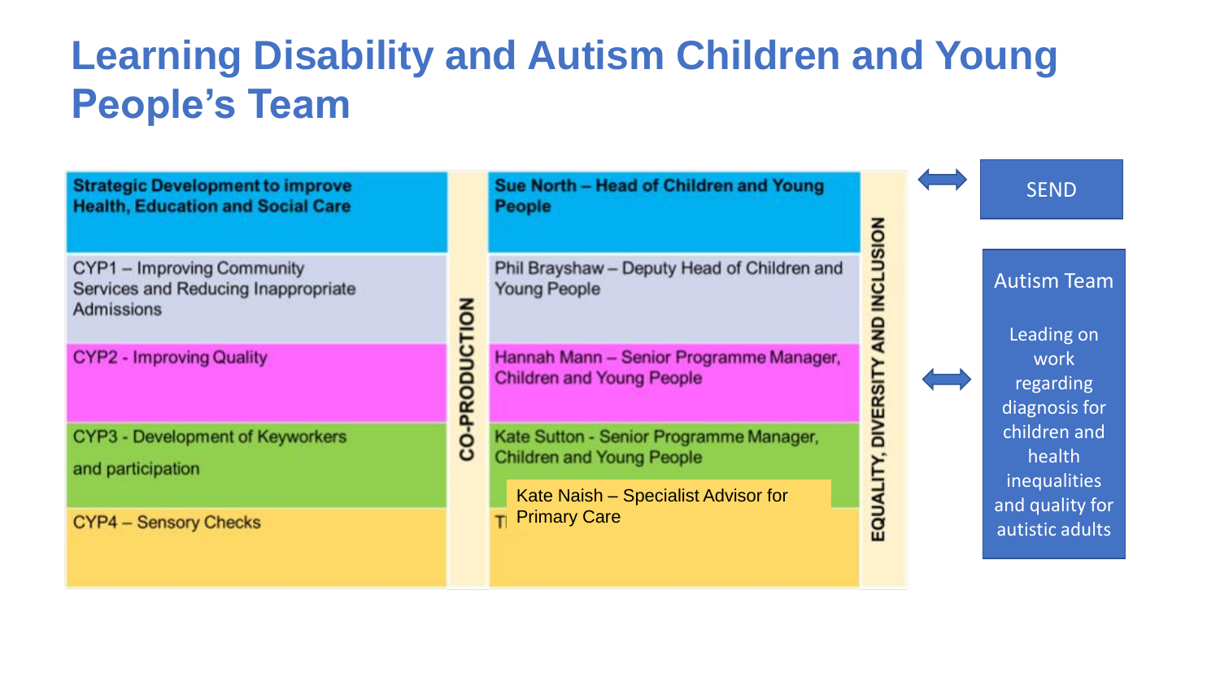# Learning Disability and Autism Children and Young People's Team

| Strategic Development to improve Health, Education and Social Care | CO-PRODUCTION | Sue North – Head of Children and Young People | EQUALITY, DIVERSITY AND INCLUSION |
|---|---|---|---|
| CYP1 – Improving Community Services and Reducing Inappropriate Admissions | | Phil Brayshaw – Deputy Head of Children and Young People | |
| CYP2 - Improving Quality | | Hannah Mann – Senior Programme Manager, Children and Young People | |
| CYP3 - Development of Keyworkers and participation | | Kate Sutton - Senior Programme Manager, Children and Young People | |
| CYP4 – Sensory Checks | | Kate Naish – Specialist Advisor for Primary Care | |

↔ SEND

↔ Autism Team

Leading on work regarding diagnosis for children and health inequalities and quality for autistic adults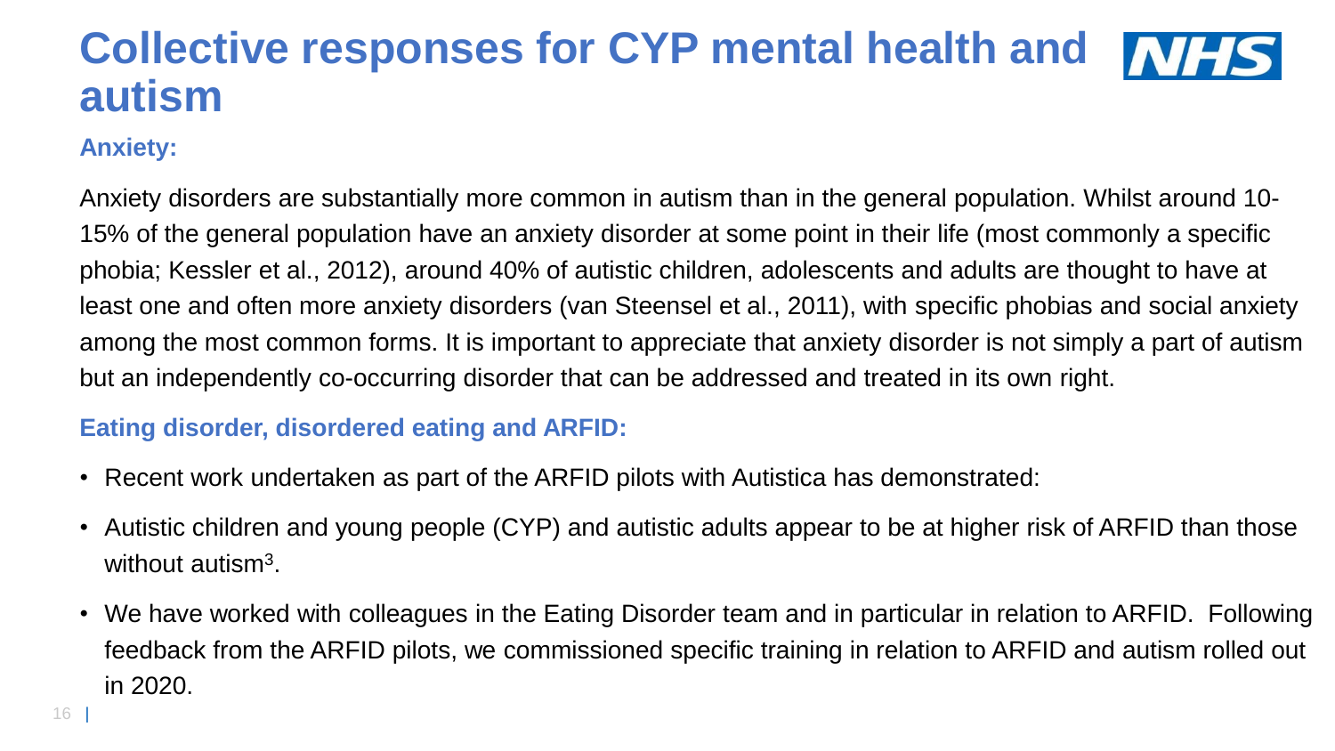# Collective responses for CYP mental health and autism

### Anxiety:

Anxiety disorders are substantially more common in autism than in the general population. Whilst around 10-15% of the general population have an anxiety disorder at some point in their life (most commonly a specific phobia; Kessler et al., 2012), around 40% of autistic children, adolescents and adults are thought to have at least one and often more anxiety disorders (van Steensel et al., 2011), with specific phobias and social anxiety among the most common forms. It is important to appreciate that anxiety disorder is not simply a part of autism but an independently co-occurring disorder that can be addressed and treated in its own right.

### Eating disorder, disordered eating and ARFID:

- Recent work undertaken as part of the ARFID pilots with Autistica has demonstrated:
- Autistic children and young people (CYP) and autistic adults appear to be at higher risk of ARFID than those without autism[3].
- We have worked with colleagues in the Eating Disorder team and in particular in relation to ARFID. Following feedback from the ARFID pilots, we commissioned specific training in relation to ARFID and autism rolled out in 2020.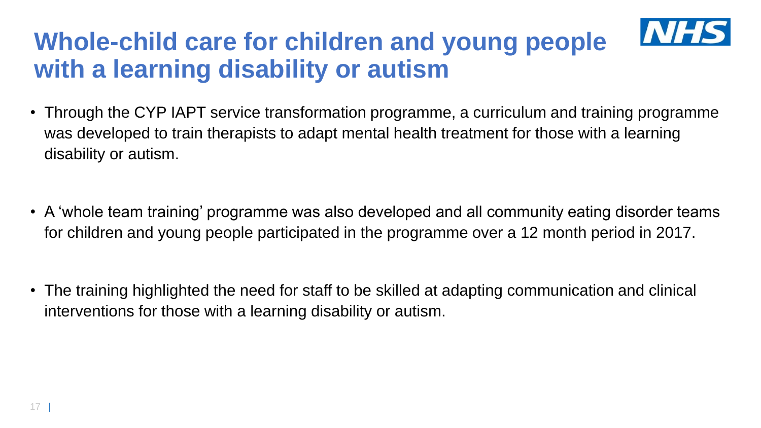# Whole-child care for children and young people with a learning disability or autism

- Through the CYP IAPT service transformation programme, a curriculum and training programme was developed to train therapists to adapt mental health treatment for those with a learning disability or autism.

- A 'whole team training' programme was also developed and all community eating disorder teams for children and young people participated in the programme over a 12 month period in 2017.

- The training highlighted the need for staff to be skilled at adapting communication and clinical interventions for those with a learning disability or autism.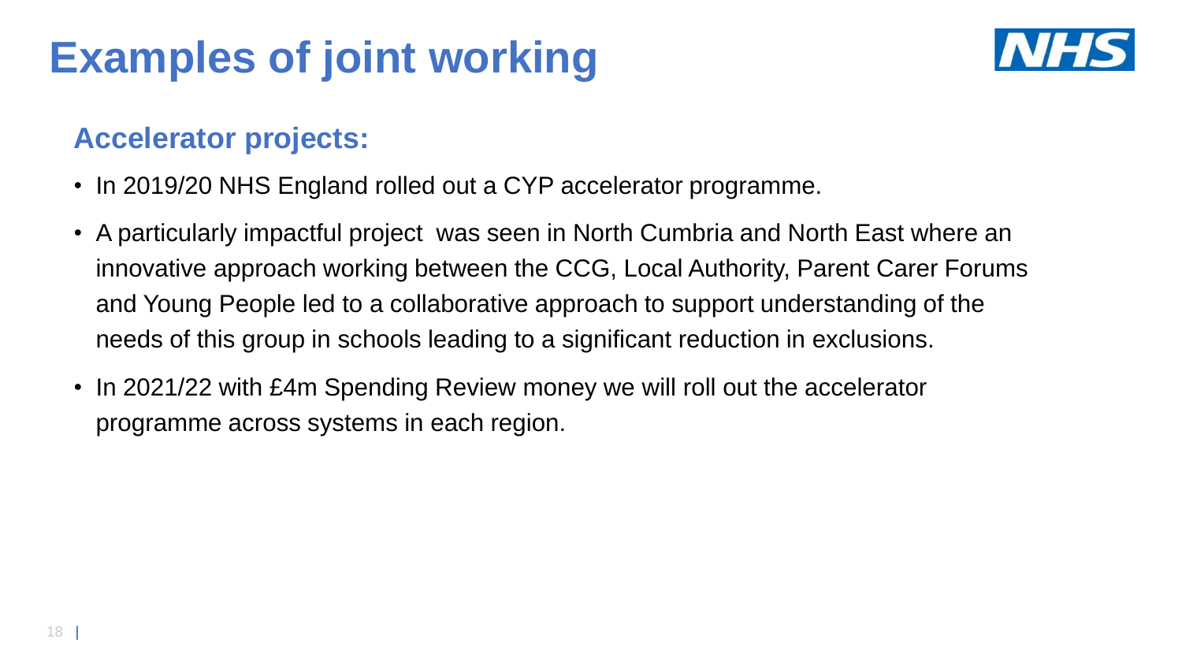# Examples of joint working

## Accelerator projects:

- In 2019/20 NHS England rolled out a CYP accelerator programme.
- A particularly impactful project was seen in North Cumbria and North East where an innovative approach working between the CCG, Local Authority, Parent Carer Forums and Young People led to a collaborative approach to support understanding of the needs of this group in schools leading to a significant reduction in exclusions.
- In 2021/22 with £4m Spending Review money we will roll out the accelerator programme across systems in each region.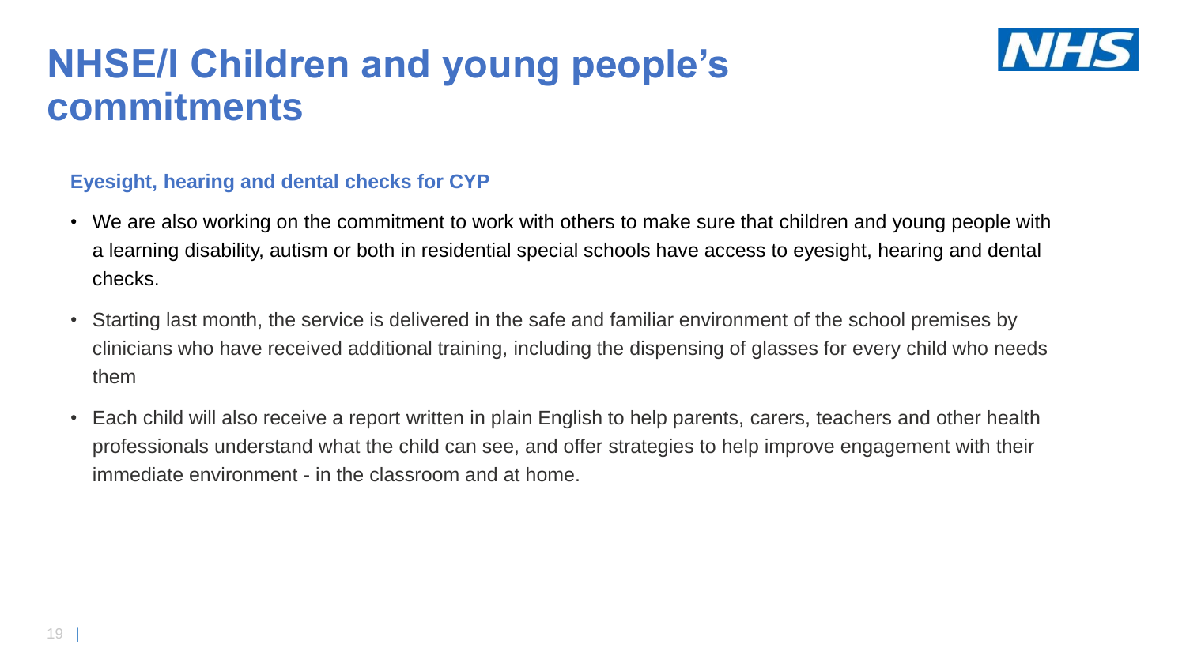# NHSE/I Children and young people's commitments

### Eyesight, hearing and dental checks for CYP

- We are also working on the commitment to work with others to make sure that children and young people with a learning disability, autism or both in residential special schools have access to eyesight, hearing and dental checks.
- Starting last month, the service is delivered in the safe and familiar environment of the school premises by clinicians who have received additional training, including the dispensing of glasses for every child who needs them
- Each child will also receive a report written in plain English to help parents, carers, teachers and other health professionals understand what the child can see, and offer strategies to help improve engagement with their immediate environment - in the classroom and at home.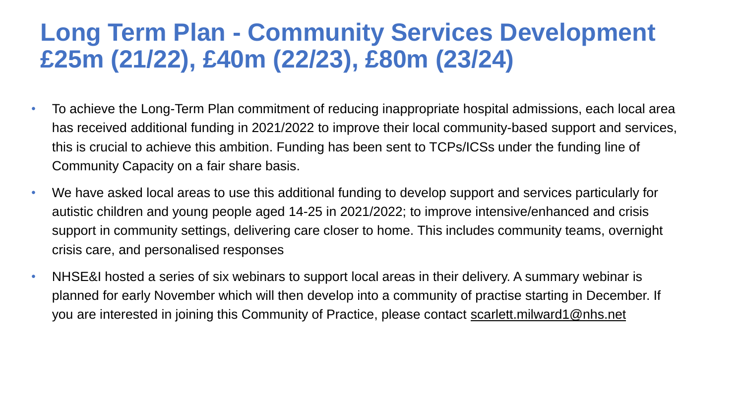# Long Term Plan - Community Services Development £25m (21/22), £40m (22/23), £80m (23/24)

- To achieve the Long-Term Plan commitment of reducing inappropriate hospital admissions, each local area has received additional funding in 2021/2022 to improve their local community-based support and services, this is crucial to achieve this ambition. Funding has been sent to TCPs/ICSs under the funding line of Community Capacity on a fair share basis.
- We have asked local areas to use this additional funding to develop support and services particularly for autistic children and young people aged 14-25 in 2021/2022; to improve intensive/enhanced and crisis support in community settings, delivering care closer to home. This includes community teams, overnight crisis care, and personalised responses
- NHSE&I hosted a series of six webinars to support local areas in their delivery. A summary webinar is planned for early November which will then develop into a community of practise starting in December. If you are interested in joining this Community of Practice, please contact scarlett.milward1@nhs.net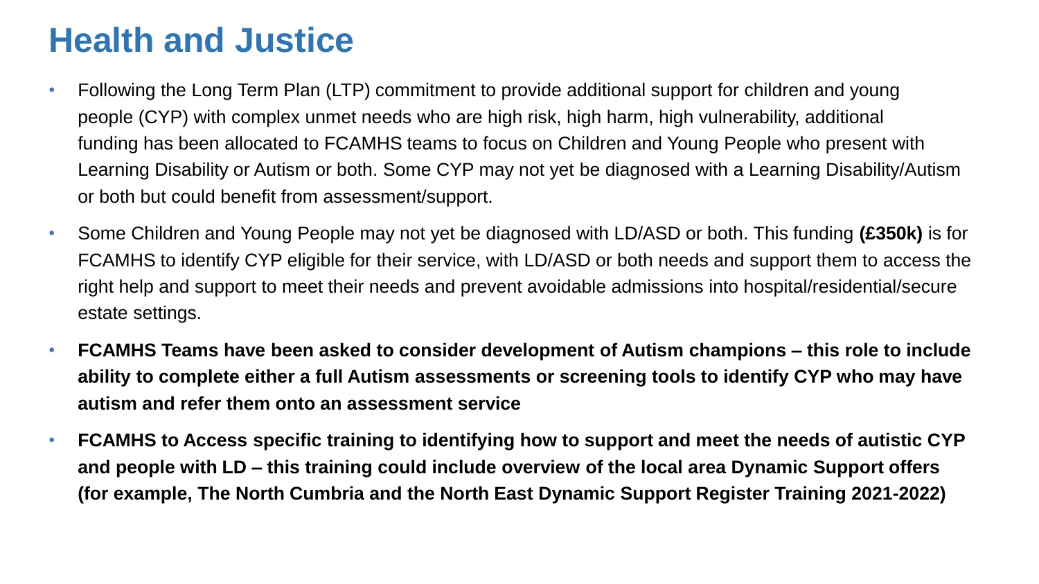# Health and Justice

- Following the Long Term Plan (LTP) commitment to provide additional support for children and young people (CYP) with complex unmet needs who are high risk, high harm, high vulnerability, additional funding has been allocated to FCAMHS teams to focus on Children and Young People who present with Learning Disability or Autism or both. Some CYP may not yet be diagnosed with a Learning Disability/Autism or both but could benefit from assessment/support.
- Some Children and Young People may not yet be diagnosed with LD/ASD or both. This funding **(£350k)** is for FCAMHS to identify CYP eligible for their service, with LD/ASD or both needs and support them to access the right help and support to meet their needs and prevent avoidable admissions into hospital/residential/secure estate settings.
- **FCAMHS Teams have been asked to consider development of Autism champions – this role to include ability to complete either a full Autism assessments or screening tools to identify CYP who may have autism and refer them onto an assessment service**
- **FCAMHS to Access specific training to identifying how to support and meet the needs of autistic CYP and people with LD – this training could include overview of the local area Dynamic Support offers (for example, The North Cumbria and the North East Dynamic Support Register Training 2021-2022)**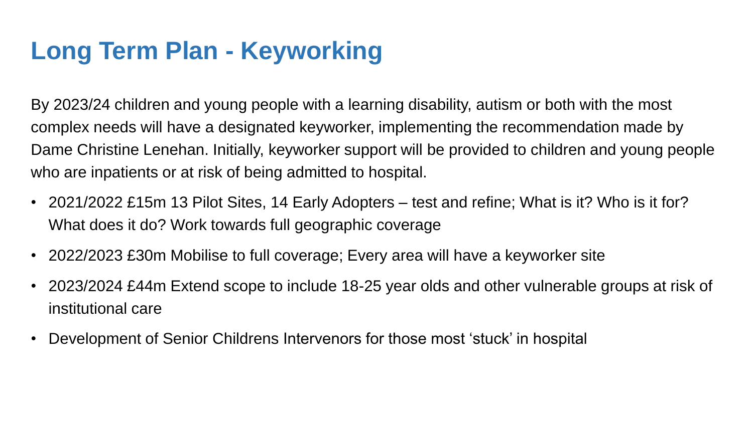# Long Term Plan - Keyworking

By 2023/24 children and young people with a learning disability, autism or both with the most complex needs will have a designated keyworker, implementing the recommendation made by Dame Christine Lenehan. Initially, keyworker support will be provided to children and young people who are inpatients or at risk of being admitted to hospital.

- 2021/2022 £15m 13 Pilot Sites, 14 Early Adopters – test and refine; What is it? Who is it for? What does it do? Work towards full geographic coverage
- 2022/2023 £30m Mobilise to full coverage; Every area will have a keyworker site
- 2023/2024 £44m Extend scope to include 18-25 year olds and other vulnerable groups at risk of institutional care
- Development of Senior Childrens Intervenors for those most 'stuck' in hospital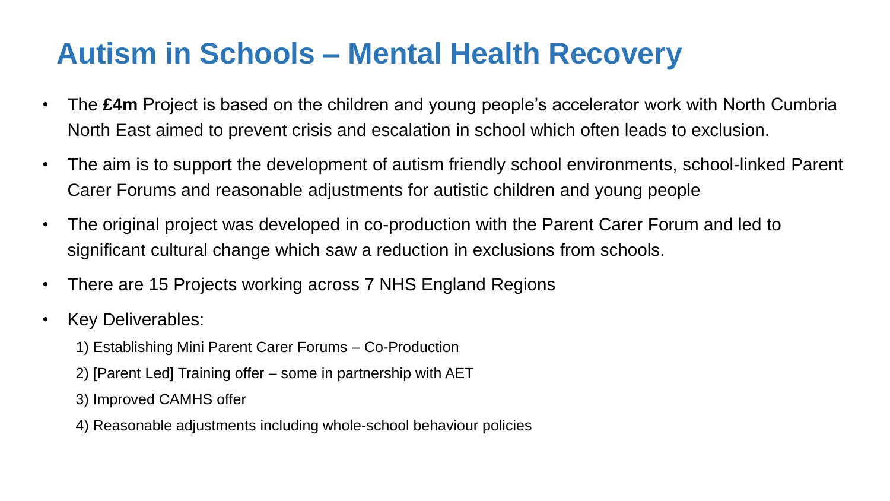# Autism in Schools – Mental Health Recovery

- The **£4m** Project is based on the children and young people's accelerator work with North Cumbria North East aimed to prevent crisis and escalation in school which often leads to exclusion.
- The aim is to support the development of autism friendly school environments, school-linked Parent Carer Forums and reasonable adjustments for autistic children and young people
- The original project was developed in co-production with the Parent Carer Forum and led to significant cultural change which saw a reduction in exclusions from schools.
- There are 15 Projects working across 7 NHS England Regions
- Key Deliverables:
  1) Establishing Mini Parent Carer Forums – Co-Production
  2) [Parent Led] Training offer – some in partnership with AET
  3) Improved CAMHS offer
  4) Reasonable adjustments including whole-school behaviour policies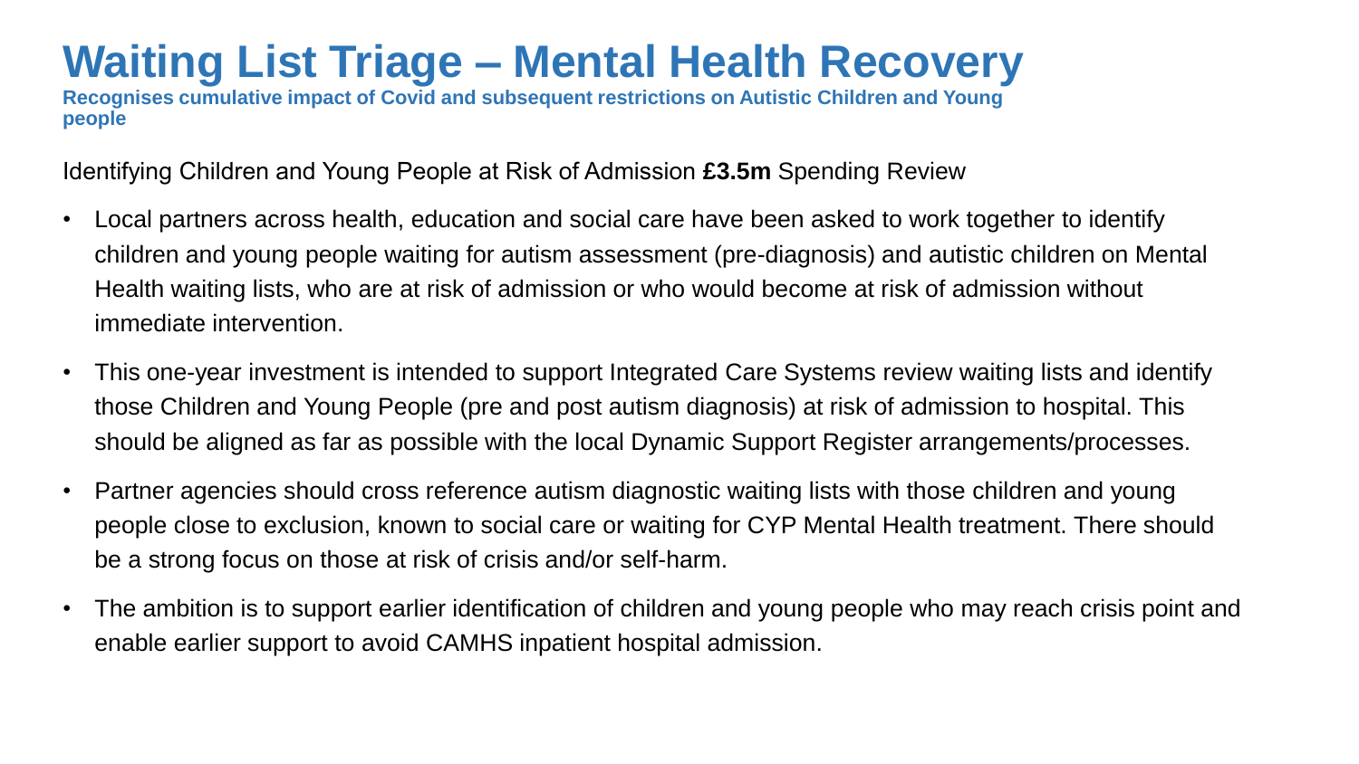# Waiting List Triage – Mental Health Recovery

**Recognises cumulative impact of Covid and subsequent restrictions on Autistic Children and Young people**

Identifying Children and Young People at Risk of Admission **£3.5m** Spending Review

- Local partners across health, education and social care have been asked to work together to identify children and young people waiting for autism assessment (pre-diagnosis) and autistic children on Mental Health waiting lists, who are at risk of admission or who would become at risk of admission without immediate intervention.
- This one-year investment is intended to support Integrated Care Systems review waiting lists and identify those Children and Young People (pre and post autism diagnosis) at risk of admission to hospital. This should be aligned as far as possible with the local Dynamic Support Register arrangements/processes.
- Partner agencies should cross reference autism diagnostic waiting lists with those children and young people close to exclusion, known to social care or waiting for CYP Mental Health treatment. There should be a strong focus on those at risk of crisis and/or self-harm.
- The ambition is to support earlier identification of children and young people who may reach crisis point and enable earlier support to avoid CAMHS inpatient hospital admission.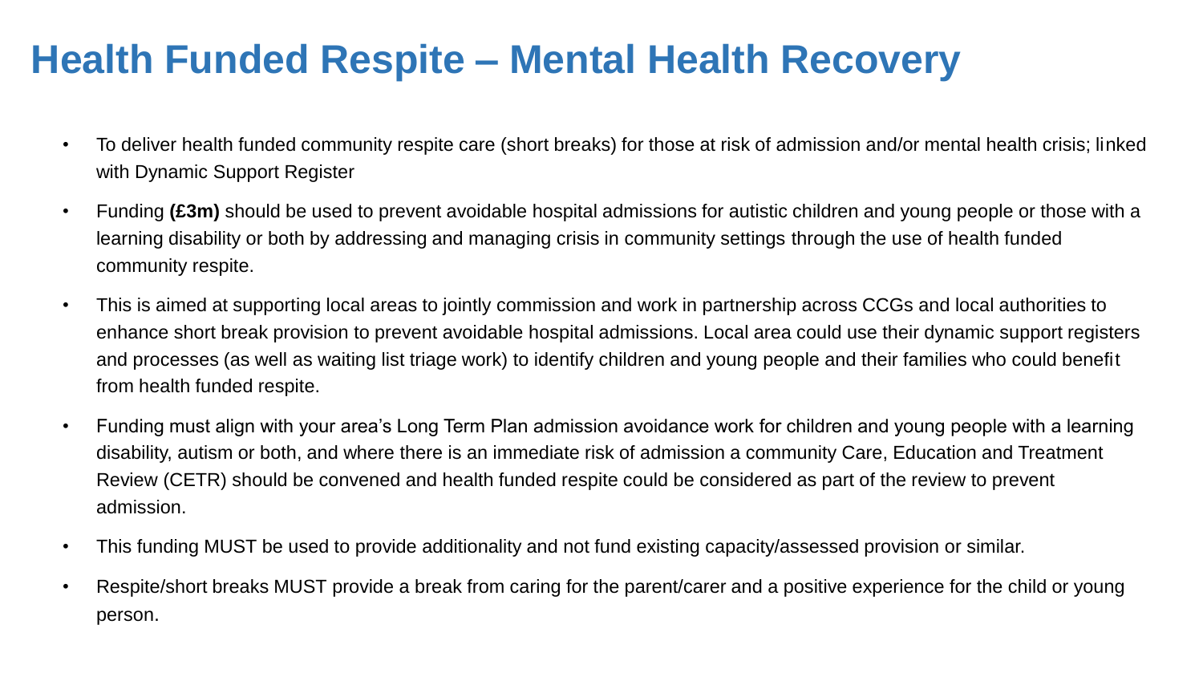# Health Funded Respite – Mental Health Recovery

- To deliver health funded community respite care (short breaks) for those at risk of admission and/or mental health crisis; linked with Dynamic Support Register
- Funding **(£3m)** should be used to prevent avoidable hospital admissions for autistic children and young people or those with a learning disability or both by addressing and managing crisis in community settings through the use of health funded community respite.
- This is aimed at supporting local areas to jointly commission and work in partnership across CCGs and local authorities to enhance short break provision to prevent avoidable hospital admissions. Local area could use their dynamic support registers and processes (as well as waiting list triage work) to identify children and young people and their families who could benefit from health funded respite.
- Funding must align with your area's Long Term Plan admission avoidance work for children and young people with a learning disability, autism or both, and where there is an immediate risk of admission a community Care, Education and Treatment Review (CETR) should be convened and health funded respite could be considered as part of the review to prevent admission.
- This funding MUST be used to provide additionality and not fund existing capacity/assessed provision or similar.
- Respite/short breaks MUST provide a break from caring for the parent/carer and a positive experience for the child or young person.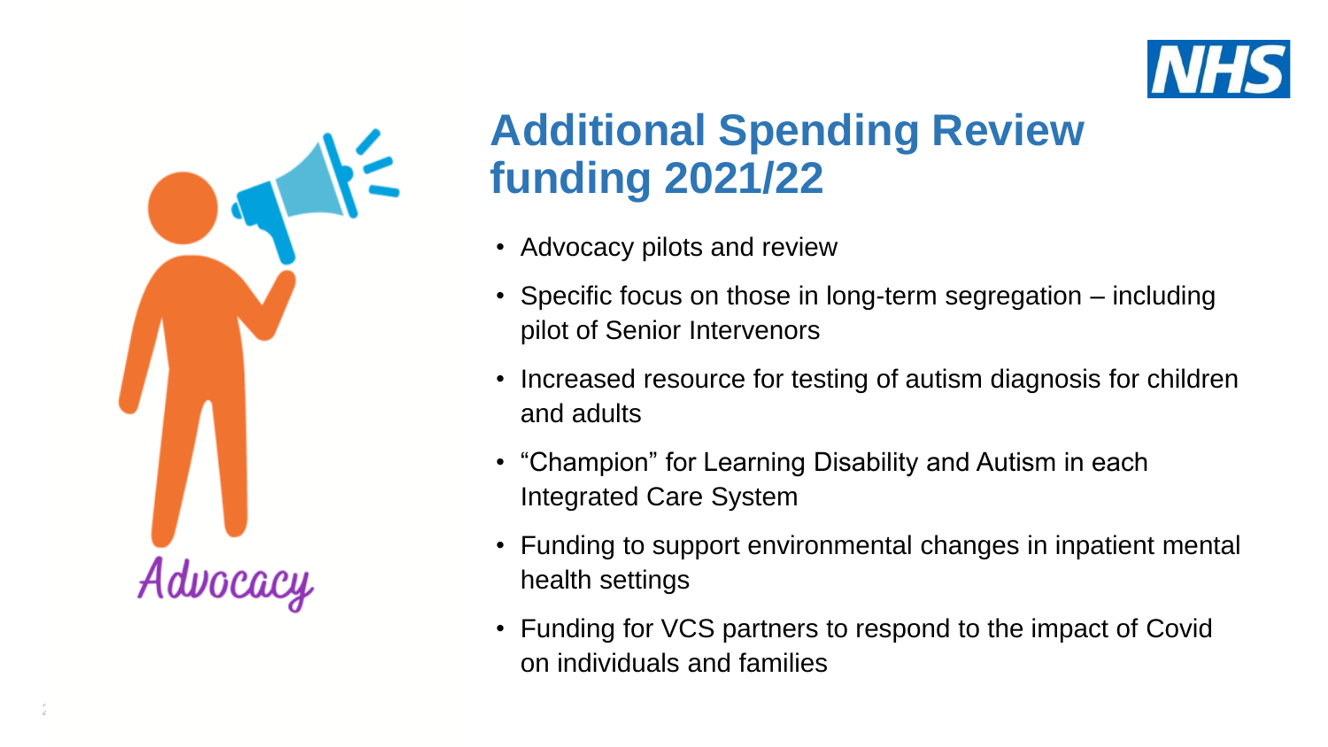Advocacy

# Additional Spending Review funding 2021/22

- Advocacy pilots and review
- Specific focus on those in long-term segregation – including pilot of Senior Intervenors
- Increased resource for testing of autism diagnosis for children and adults
- "Champion" for Learning Disability and Autism in each Integrated Care System
- Funding to support environmental changes in inpatient mental health settings
- Funding for VCS partners to respond to the impact of Covid on individuals and families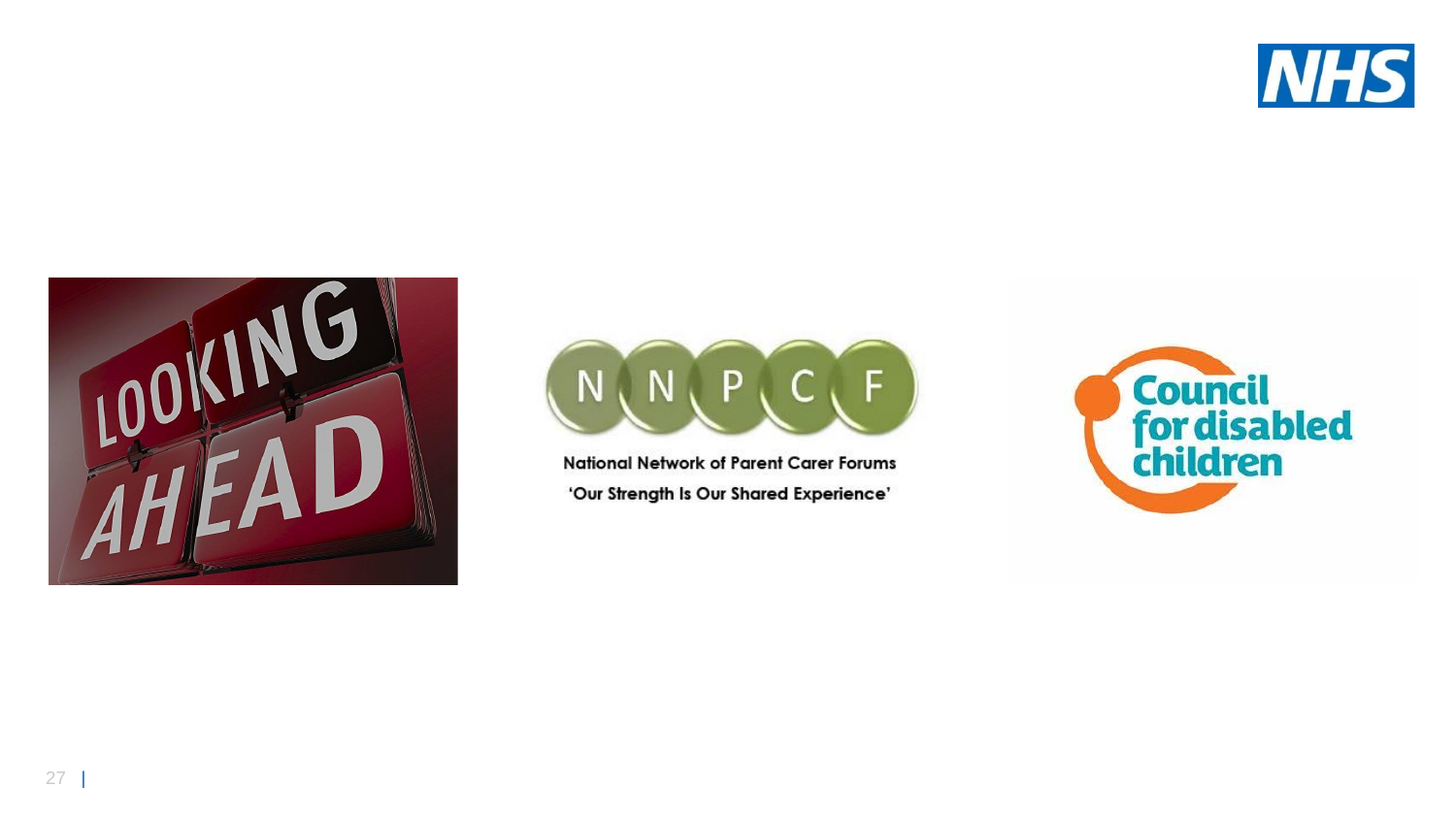LOOKING AHEAD

NNPCF

National Network of Parent Carer Forums

'Our Strength Is Our Shared Experience'

Council for disabled children